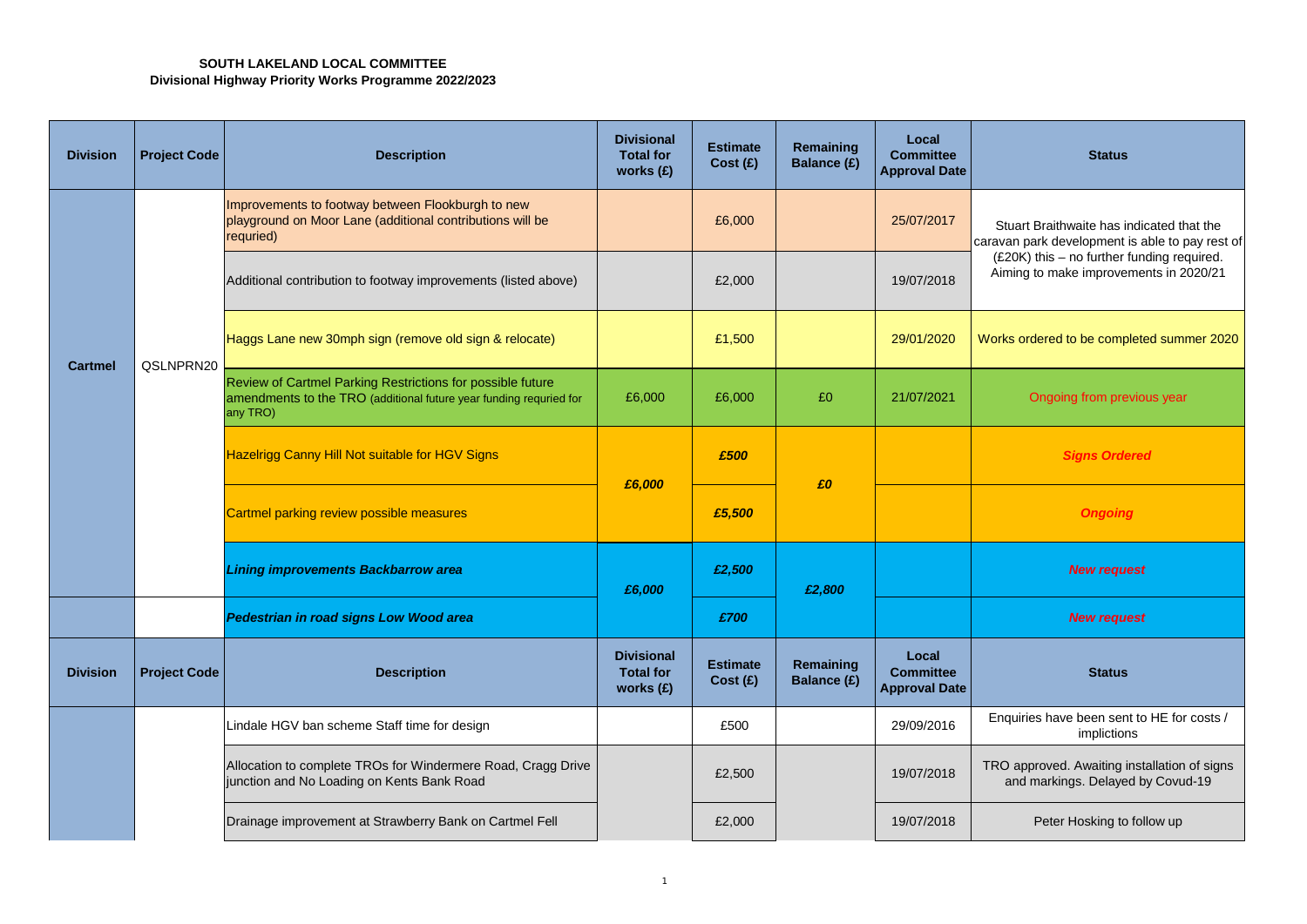**SOUTH LAKELAND LOCAL COMMITTEE**
**Divisional Highway Priority Works Programme 2022/2023**

| Division | Project Code | Description | Divisional Total for works (£) | Estimate Cost (£) | Remaining Balance (£) | Local Committee Approval Date | Status |
|---|---|---|---|---|---|---|---|
| Cartmel | QSLNPRN20 | Improvements to footway between Flookburgh to new playground on Moor Lane (additional contributions will be requried) | | £6,000 | | 25/07/2017 | Stuart Braithwaite has indicated that the caravan park development is able to pay rest of (£20K) this – no further funding required. Aiming to make improvements in 2020/21 |
| | | Additional contribution to footway improvements (listed above) | | £2,000 | | 19/07/2018 | |
| | | Haggs Lane new 30mph sign (remove old sign & relocate) | | £1,500 | | 29/01/2020 | Works ordered to be completed summer 2020 |
| | | Review of Cartmel Parking Restrictions for possible future amendments to the TRO (additional future year funding requried for any TRO) | £6,000 | £6,000 | £0 | 21/07/2021 | Ongoing from previous year |
| | | Hazelrigg Canny Hill Not suitable for HGV Signs | *£6,000* | *£500* | *£0* | | ***Signs Ordered*** |
| | | Cartmel parking review possible measures | | *£5,500* | | | ***Ongoing*** |
| | | ***Lining improvements Backbarrow area*** | *£6,000* | *£2,500* | *£2,800* | | ***New request*** |
| | | ***Pedestrian in road signs Low Wood area*** | | *£700* | | | ***New request*** |
| **Division** | **Project Code** | **Description** | **Divisional Total for works (£)** | **Estimate Cost (£)** | **Remaining Balance (£)** | **Local Committee Approval Date** | **Status** |
| | | Lindale HGV ban scheme Staff time for design | | £500 | | 29/09/2016 | Enquiries have been sent to HE for costs / implictions |
| | | Allocation to complete TROs for Windermere Road, Cragg Drive junction and No Loading on Kents Bank Road | | £2,500 | | 19/07/2018 | TRO approved. Awaiting installation of signs and markings. Delayed by Covud-19 |
| | | Drainage improvement at Strawberry Bank on Cartmel Fell | | £2,000 | | 19/07/2018 | Peter Hosking to follow up |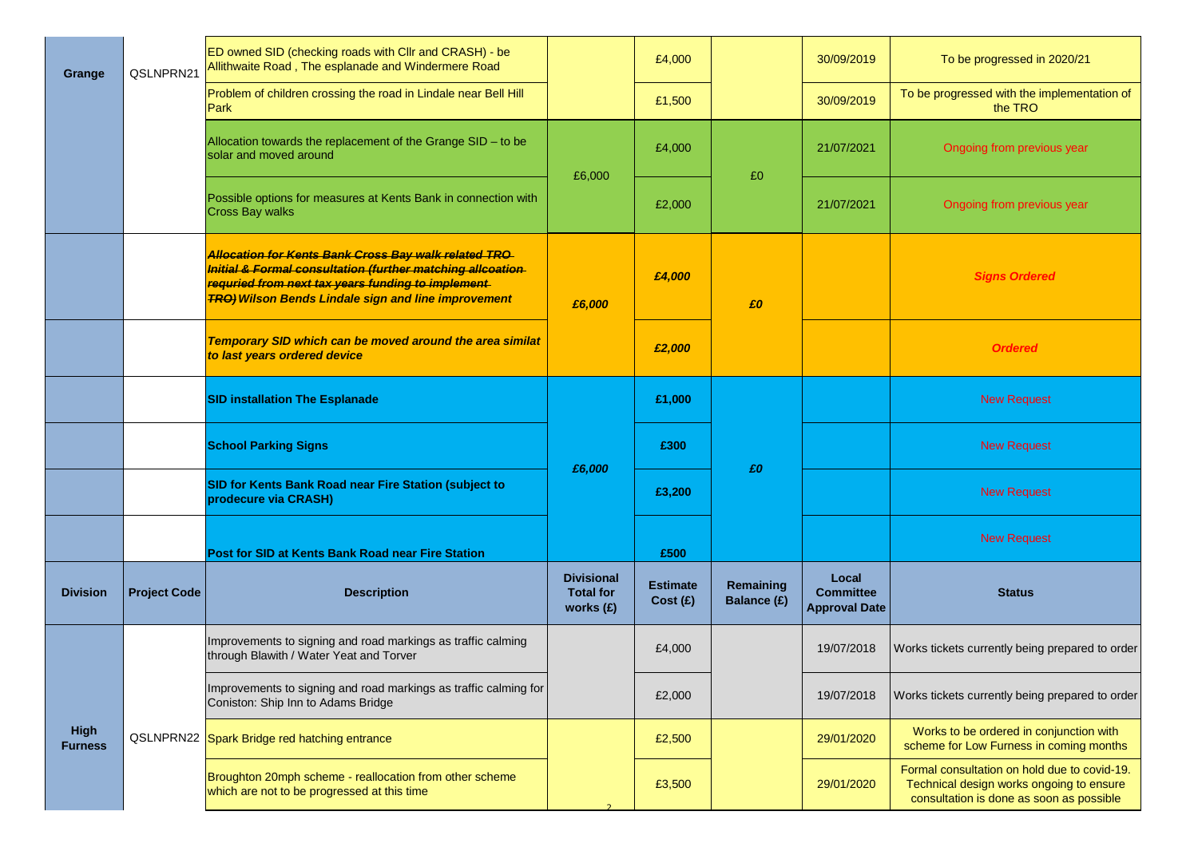| | | | | | | | |
|---|---|---|---|---|---|---|---|
| Grange | QSLNPRN21 | ED owned SID (checking roads with Cllr and CRASH) - be Allithwaite Road , The esplanade and Windermere Road | | £4,000 | | 30/09/2019 | To be progressed in 2020/21 |
| | | Problem of children crossing the road in Lindale near Bell Hill Park | | £1,500 | | 30/09/2019 | To be progressed with the implementation of the TRO |
| | | Allocation towards the replacement of the Grange SID – to be solar and moved around | £6,000 | £4,000 | £0 | 21/07/2021 | Ongoing from previous year |
| | | Possible options for measures at Kents Bank in connection with Cross Bay walks | | £2,000 | | 21/07/2021 | Ongoing from previous year |
| | | ***~~Allocation for Kents Bank Cross Bay walk related TRO Initial & Formal consultation (further matching allcoation requried from next tax years funding to implement TRO)~~ Wilson Bends Lindale sign and line improvement*** | *£6,000* | *£4,000* | *£0* | | ***Signs Ordered*** |
| | | ***Temporary SID which can be moved around the area similat to last years ordered device*** | | *£2,000* | | | ***Ordered*** |
| | | **SID installation The Esplanade** | *£6,000* | **£1,000** | *£0* | | New Request |
| | | **School Parking Signs** | | **£300** | | | New Request |
| | | **SID for Kents Bank Road near Fire Station (subject to prodecure via CRASH)** | | **£3,200** | | | New Request |
| | | **Post for SID at Kents Bank Road near Fire Station** | | **£500** | | | New Request |
| **Division** | **Project Code** | **Description** | **Divisional Total for works (£)** | **Estimate Cost (£)** | **Remaining Balance (£)** | **Local Committee Approval Date** | **Status** |
| High Furness | QSLNPRN22 | Improvements to signing and road markings as traffic calming through Blawith / Water Yeat and Torver | | £4,000 | | 19/07/2018 | Works tickets currently being prepared to order |
| | | Improvements to signing and road markings as traffic calming for Coniston: Ship Inn to Adams Bridge | | £2,000 | | 19/07/2018 | Works tickets currently being prepared to order |
| | | Spark Bridge red hatching entrance | | £2,500 | | 29/01/2020 | Works to be ordered in conjunction with scheme for Low Furness in coming months |
| | | Broughton 20mph scheme - reallocation from other scheme which are not to be progressed at this time | | £3,500 | | 29/01/2020 | Formal consultation on hold due to covid-19. Technical design works ongoing to ensure consultation is done as soon as possible |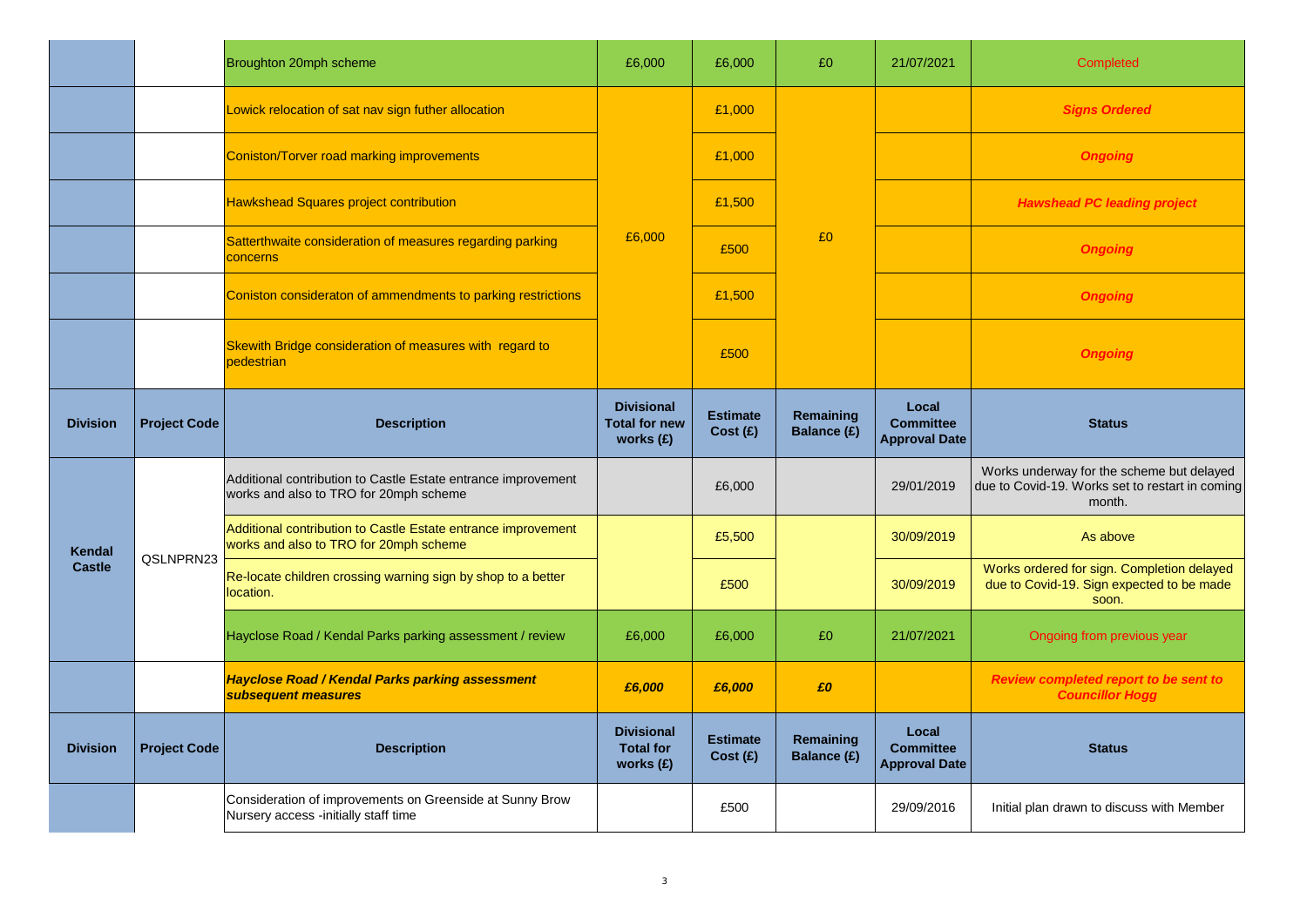| | | Broughton 20mph scheme | £6,000 | £6,000 | £0 | 21/07/2021 | Completed |
|---|---|---|---|---|---|---|---|
| | | Lowick relocation of sat nav sign futher allocation | £6,000 | £1,000 | £0 | | ***Signs Ordered*** |
| | | Coniston/Torver road marking improvements | | £1,000 | | | ***Ongoing*** |
| | | Hawkshead Squares project contribution | | £1,500 | | | ***Hawshead PC leading project*** |
| | | Satterthwaite consideration of measures regarding parking concerns | | £500 | | | ***Ongoing*** |
| | | Coniston consideraton of ammendments to parking restrictions | | £1,500 | | | ***Ongoing*** |
| | | Skewith Bridge consideration of measures with regard to pedestrian | | £500 | | | ***Ongoing*** |
| **Division** | **Project Code** | **Description** | **Divisional Total for new works (£)** | **Estimate Cost (£)** | **Remaining Balance (£)** | **Local Committee Approval Date** | **Status** |
| Kendal Castle | QSLNPRN23 | Additional contribution to Castle Estate entrance improvement works and also to TRO for 20mph scheme | | £6,000 | | 29/01/2019 | Works underway for the scheme but delayed due to Covid-19. Works set to restart in coming month. |
| | | Additional contribution to Castle Estate entrance improvement works and also to TRO for 20mph scheme | | £5,500 | | 30/09/2019 | As above |
| | | Re-locate children crossing warning sign by shop to a better location. | | £500 | | 30/09/2019 | Works ordered for sign. Completion delayed due to Covid-19. Sign expected to be made soon. |
| | | Hayclose Road / Kendal Parks parking assessment / review | £6,000 | £6,000 | £0 | 21/07/2021 | Ongoing from previous year |
| | | ***Hayclose Road / Kendal Parks parking assessment subsequent measures*** | ***£6,000*** | ***£6,000*** | ***£0*** | | ***Review completed report to be sent to Councillor Hogg*** |
| **Division** | **Project Code** | **Description** | **Divisional Total for works (£)** | **Estimate Cost (£)** | **Remaining Balance (£)** | **Local Committee Approval Date** | **Status** |
| | | Consideration of improvements on Greenside at Sunny Brow Nursery access -initially staff time | | £500 | | 29/09/2016 | Initial plan drawn to discuss with Member |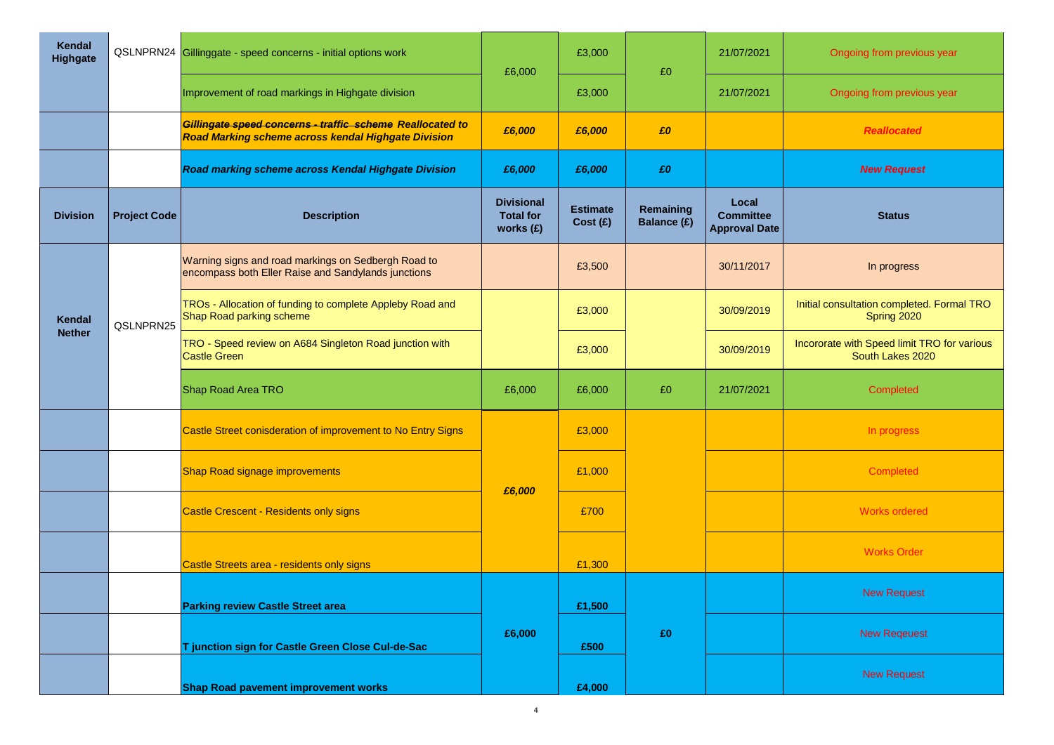| Kendal Highgate | QSLNPRN24 | Gillinggate - speed concerns - initial options work | £6,000 | £3,000 | £0 | 21/07/2021 | Ongoing from previous year |
|---|---|---|---|---|---|---|---|
| | | Improvement of road markings in Highgate division | | £3,000 | | 21/07/2021 | Ongoing from previous year |
| | | ***~~Gillingate speed concerns - traffic scheme~~ Reallocated to Road Marking scheme across kendal Highgate Division*** | ***£6,000*** | ***£6,000*** | ***£0*** | | ***Reallocated*** |
| | | ***Road marking scheme across Kendal Highgate Division*** | ***£6,000*** | ***£6,000*** | ***£0*** | | ***New Request*** |
| **Division** | **Project Code** | **Description** | **Divisional Total for works (£)** | **Estimate Cost (£)** | **Remaining Balance (£)** | **Local Committee Approval Date** | **Status** |
| Kendal Nether | QSLNPRN25 | Warning signs and road markings on Sedbergh Road to encompass both Eller Raise and Sandylands junctions | | £3,500 | | 30/11/2017 | In progress |
| | | TROs - Allocation of funding to complete Appleby Road and Shap Road parking scheme | | £3,000 | | 30/09/2019 | Initial consultation completed. Formal TRO Spring 2020 |
| | | TRO - Speed review on A684 Singleton Road junction with Castle Green | | £3,000 | | 30/09/2019 | Incororate with Speed limit TRO for various South Lakes 2020 |
| | | Shap Road Area TRO | £6,000 | £6,000 | £0 | 21/07/2021 | Completed |
| | | Castle Street conisderation of improvement to No Entry Signs | *£6,000* | £3,000 | | | In progress |
| | | Shap Road signage improvements | | £1,000 | | | Completed |
| | | Castle Crescent - Residents only signs | | £700 | | | Works ordered |
| | | Castle Streets area - residents only signs | | £1,300 | | | Works Order |
| | | **Parking review Castle Street area** | **£6,000** | **£1,500** | **£0** | | New Request |
| | | **T junction sign for Castle Green Close Cul-de-Sac** | | **£500** | | | New Reqeuest |
| | | **Shap Road pavement improvement works** | | **£4,000** | | | New Request |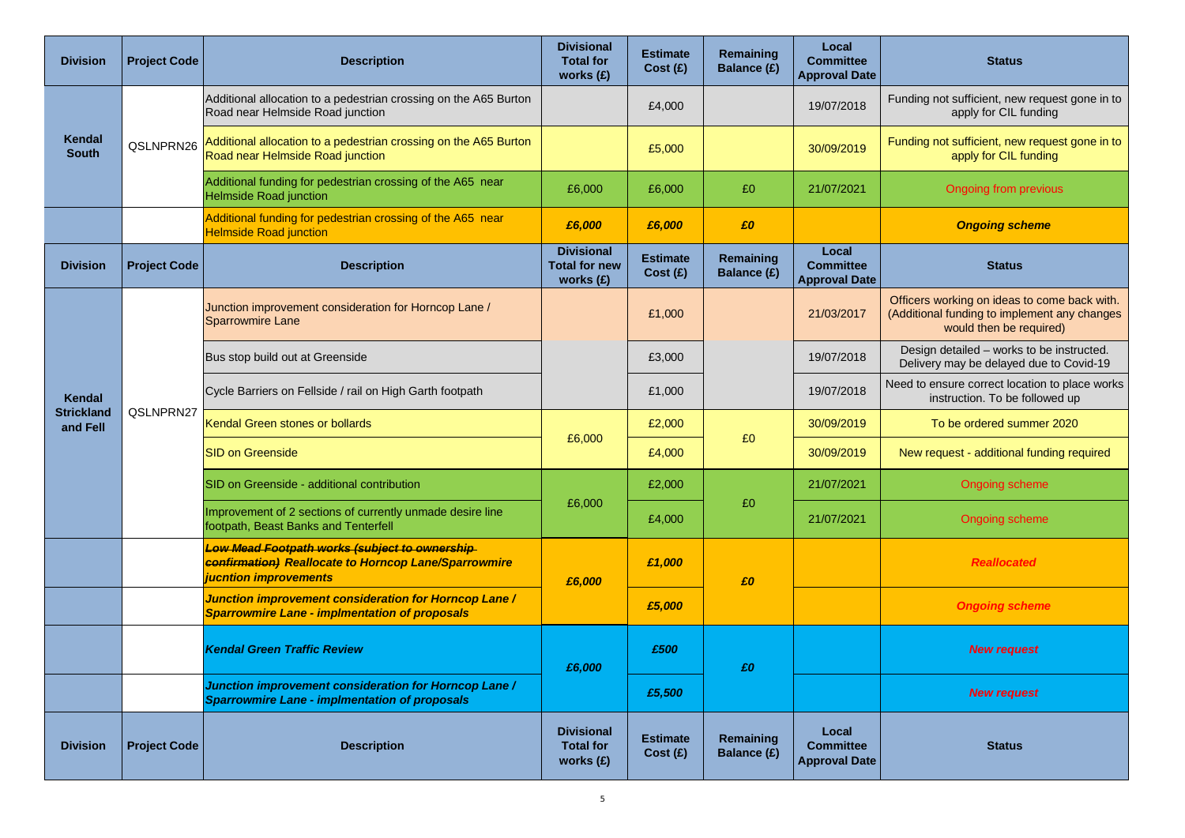| Division | Project Code | Description | Divisional Total for works (£) | Estimate Cost (£) | Remaining Balance (£) | Local Committee Approval Date | Status |
|---|---|---|---|---|---|---|---|
| Kendal South | QSLNPRN26 | Additional allocation to a pedestrian crossing on the A65 Burton Road near Helmside Road junction | | £4,000 | | 19/07/2018 | Funding not sufficient, new request gone in to apply for CIL funding |
| | | Additional allocation to a pedestrian crossing on the A65 Burton Road near Helmside Road junction | | £5,000 | | 30/09/2019 | Funding not sufficient, new request gone in to apply for CIL funding |
| | | Additional funding for pedestrian crossing of the A65 near Helmside Road junction | £6,000 | £6,000 | £0 | 21/07/2021 | Ongoing from previous |
| | | Additional funding for pedestrian crossing of the A65 near Helmside Road junction | ***£6,000*** | ***£6,000*** | ***£0*** | | ***Ongoing scheme*** |
| **Division** | **Project Code** | **Description** | **Divisional Total for new works (£)** | **Estimate Cost (£)** | **Remaining Balance (£)** | **Local Committee Approval Date** | **Status** |
| Kendal Strickland and Fell | QSLNPRN27 | Junction improvement consideration for Horncop Lane / Sparrowmire Lane | | £1,000 | | 21/03/2017 | Officers working on ideas to come back with. (Additional funding to implement any changes would then be required) |
| | | Bus stop build out at Greenside | | £3,000 | | 19/07/2018 | Design detailed – works to be instructed. Delivery may be delayed due to Covid-19 |
| | | Cycle Barriers on Fellside / rail on High Garth footpath | | £1,000 | | 19/07/2018 | Need to ensure correct location to place works instruction. To be followed up |
| | | Kendal Green stones or bollards | £6,000 | £2,000 | £0 | 30/09/2019 | To be ordered summer 2020 |
| | | SID on Greenside | | £4,000 | | 30/09/2019 | New request - additional funding required |
| | | SID on Greenside - additional contribution | £6,000 | £2,000 | £0 | 21/07/2021 | Ongoing scheme |
| | | Improvement of 2 sections of currently unmade desire line footpath, Beast Banks and Tenterfell | | £4,000 | | 21/07/2021 | Ongoing scheme |
| | | ***~~Low Mead Footpath works (subject to ownership confirmation)~~ Reallocate to Horncop Lane/Sparrowmire jucntion improvements*** | ***£6,000*** | ***£1,000*** | ***£0*** | | ***Reallocated*** |
| | | ***Junction improvement consideration for Horncop Lane / Sparrowmire Lane - implmentation of proposals*** | | ***£5,000*** | | | ***Ongoing scheme*** |
| | | ***Kendal Green Traffic Review*** | ***£6,000*** | ***£500*** | ***£0*** | | ***New request*** |
| | | ***Junction improvement consideration for Horncop Lane / Sparrowmire Lane - implmentation of proposals*** | | ***£5,500*** | | | ***New request*** |
| **Division** | **Project Code** | **Description** | **Divisional Total for works (£)** | **Estimate Cost (£)** | **Remaining Balance (£)** | **Local Committee Approval Date** | **Status** |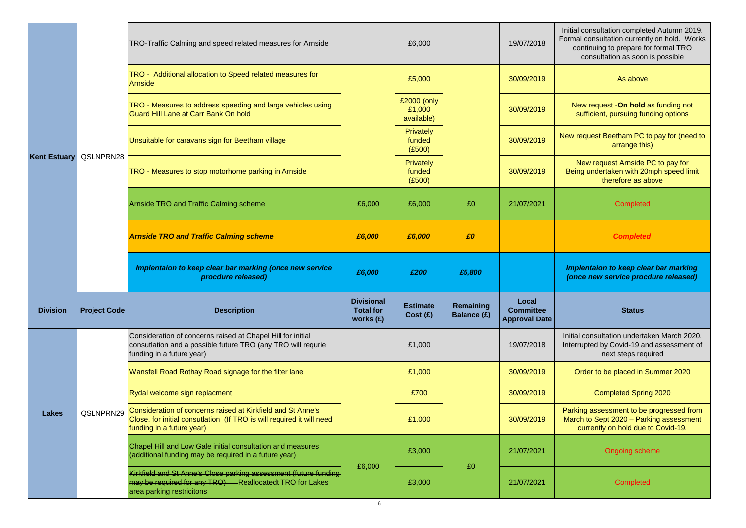| | | TRO-Traffic Calming and speed related measures for Arnside | | £6,000 | | 19/07/2018 | Initial consultation completed Autumn 2019. Formal consultation currently on hold. Works continuing to prepare for formal TRO consultation as soon is possible |
|---|---|---|---|---|---|---|---|
| | | TRO - Additional allocation to Speed related measures for Arnside | | £5,000 | | 30/09/2019 | As above |
| | | TRO - Measures to address speeding and large vehicles using Guard Hill Lane at Carr Bank On hold | | £2000 (only £1,000 available) | | 30/09/2019 | New request -**On hold** as funding not sufficient, pursuing funding options |
| **Kent Estuary** | QSLNPRN28 | Unsuitable for caravans sign for Beetham village | | Privately funded (£500) | | 30/09/2019 | New request Beetham PC to pay for (need to arrange this) |
| | | TRO - Measures to stop motorhome parking in Arnside | | Privately funded (£500) | | 30/09/2019 | New request Arnside PC to pay for Being undertaken with 20mph speed limit therefore as above |
| | | Arnside TRO and Traffic Calming scheme | £6,000 | £6,000 | £0 | 21/07/2021 | Completed |
| | | ***Arnside TRO and Traffic Calming scheme*** | ***£6,000*** | ***£6,000*** | ***£0*** | | ***Completed*** |
| | | ***Implentaion to keep clear bar marking (once new service procdure released)*** | ***£6,000*** | ***£200*** | ***£5,800*** | | ***Implentaion to keep clear bar marking (once new service procdure released)*** |
| **Division** | **Project Code** | **Description** | **Divisional Total for works (£)** | **Estimate Cost (£)** | **Remaining Balance (£)** | **Local Committee Approval Date** | **Status** |
| | | Consideration of concerns raised at Chapel Hill for initial consutlation and a possible future TRO (any TRO will requrie funding in a future year) | | £1,000 | | 19/07/2018 | Initial consultation undertaken March 2020. Interrupted by Covid-19 and assessment of next steps required |
| | | Wansfell Road Rothay Road signage for the filter lane | | £1,000 | | 30/09/2019 | Order to be placed in Summer 2020 |
| | | Rydal welcome sign replacment | | £700 | | 30/09/2019 | Completed Spring 2020 |
| **Lakes** | QSLNPRN29 | Consideration of concerns raised at Kirkfield and St Anne's Close, for initial consutlation (If TRO is will required it will need funding in a future year) | | £1,000 | | 30/09/2019 | Parking assessment to be progressed from March to Sept 2020 – Parking assessment currently on hold due to Covid-19. |
| | | Chapel Hill and Low Gale initial consultation and measures (additional funding may be required in a future year) | £6,000 | £3,000 | £0 | 21/07/2021 | Ongoing scheme |
| | | ~~Kirkfield and St Anne's Close parking assessment (future funding may be required for any TRO)~~ Reallocatedt TRO for Lakes area parking restricitons | | £3,000 | | 21/07/2021 | Completed |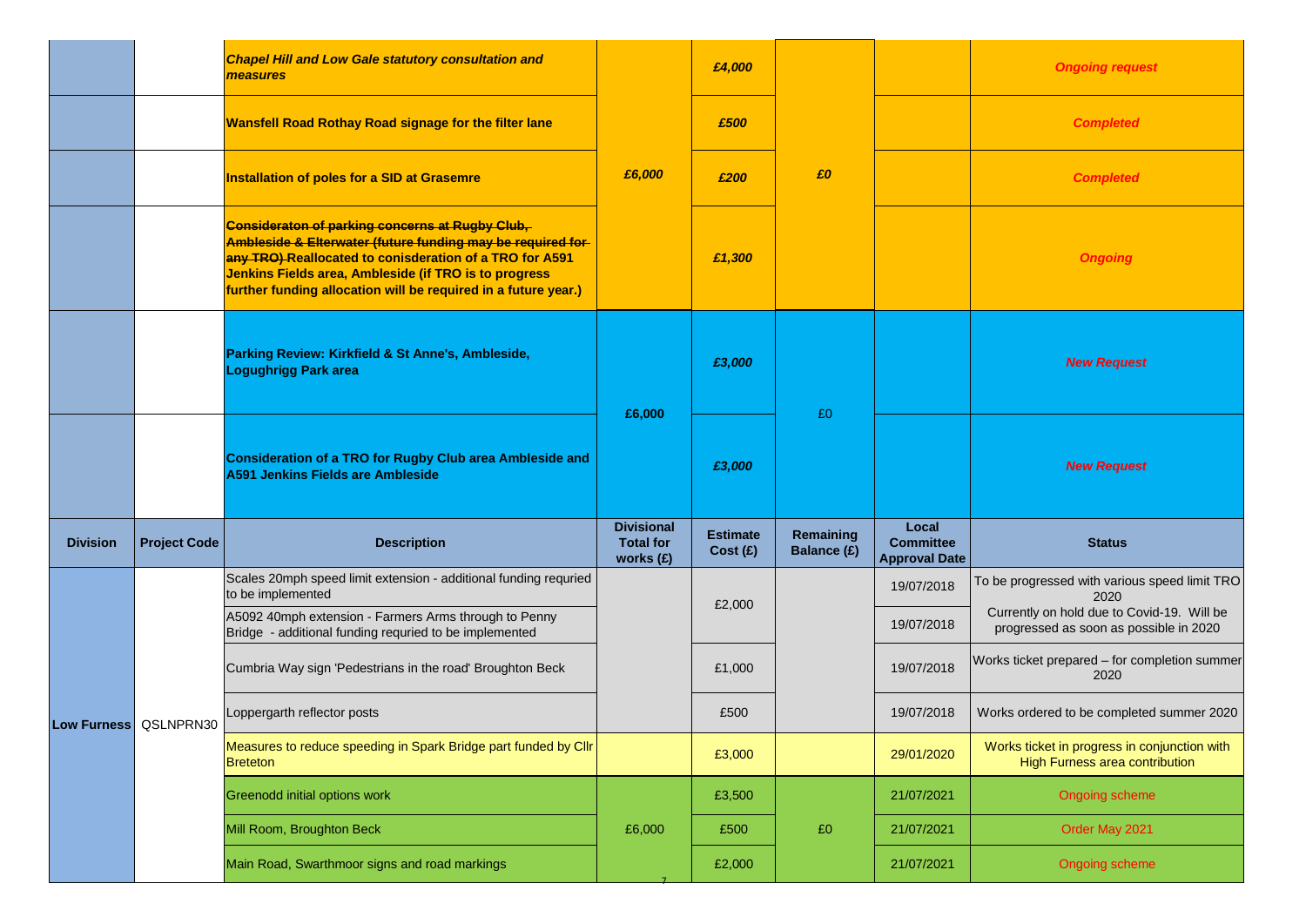| | | | | | | | |
|---|---|---|---|---|---|---|---|
| | | ***Chapel Hill and Low Gale statutory consultation and measures*** | ***£6,000*** | ***£4,000*** | ***£0*** | | ***Ongoing request*** |
| | | **Wansfell Road Rothay Road signage for the filter lane** | | ***£500*** | | | ***Completed*** |
| | | **Installation of poles for a SID at Grasemre** | | ***£200*** | | | ***Completed*** |
| | | **~~Consideraton of parking concerns at Rugby Club, Ambleside & Elterwater (future funding may be required for any TRO)~~ Reallocated to conisderation of a TRO for A591 Jenkins Fields area, Ambleside (if TRO is to progress further funding allocation will be required in a future year.)** | | ***£1,300*** | | | ***Ongoing*** |
| | | **Parking Review: Kirkfield & St Anne's, Ambleside, Logughrigg Park area** | **£6,000** | ***£3,000*** | £0 | | ***New Request*** |
| | | **Consideration of a TRO for Rugby Club area Ambleside and A591 Jenkins Fields are Ambleside** | | ***£3,000*** | | | ***New Request*** |
| **Division** | **Project Code** | **Description** | **Divisional Total for works (£)** | **Estimate Cost (£)** | **Remaining Balance (£)** | **Local Committee Approval Date** | **Status** |
| **Low Furness** | QSLNPRN30 | Scales 20mph speed limit extension - additional funding requried to be implemented | | £2,000 | | 19/07/2018 | To be progressed with various speed limit TRO 2020 |
| | | A5092 40mph extension - Farmers Arms through to Penny Bridge - additional funding requried to be implemented | | | | 19/07/2018 | Currently on hold due to Covid-19. Will be progressed as soon as possible in 2020 |
| | | Cumbria Way sign 'Pedestrians in the road' Broughton Beck | | £1,000 | | 19/07/2018 | Works ticket prepared – for completion summer 2020 |
| | | Loppergarth reflector posts | | £500 | | 19/07/2018 | Works ordered to be completed summer 2020 |
| | | Measures to reduce speeding in Spark Bridge part funded by Cllr Breteton | | £3,000 | | 29/01/2020 | Works ticket in progress in conjunction with High Furness area contribution |
| | | Greenodd initial options work | £6,000 | £3,500 | £0 | 21/07/2021 | Ongoing scheme |
| | | Mill Room, Broughton Beck | | £500 | | 21/07/2021 | Order May 2021 |
| | | Main Road, Swarthmoor signs and road markings | | £2,000 | | 21/07/2021 | Ongoing scheme |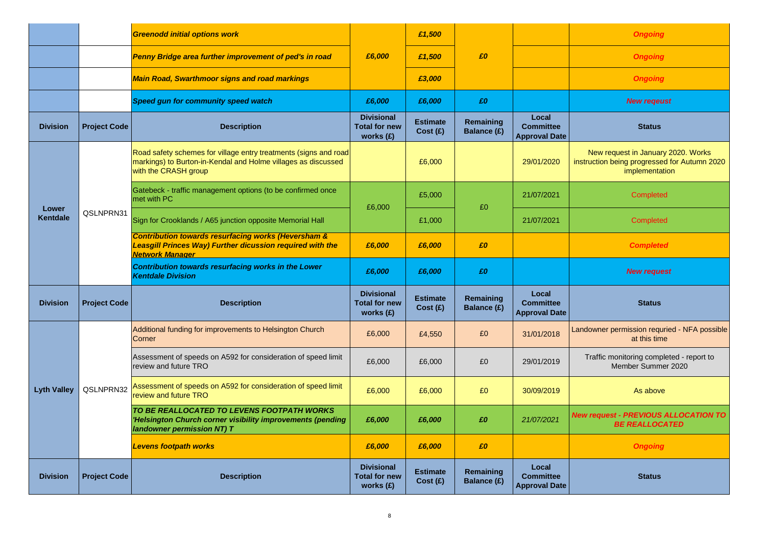| Division | Project Code | Description | Divisional Total for new works (£) | Estimate Cost (£) | Remaining Balance (£) | Local Committee Approval Date | Status |
|---|---|---|---|---|---|---|---|
| | | ***Greenodd initial options work*** | ***£6,000*** | ***£1,500*** | ***£0*** | | ***Ongoing*** |
| | | ***Penny Bridge area further improvement of ped's in road*** | | ***£1,500*** | | | ***Ongoing*** |
| | | ***Main Road, Swarthmoor signs and road markings*** | | ***£3,000*** | | | ***Ongoing*** |
| | | ***Speed gun for community speed watch*** | ***£6,000*** | ***£6,000*** | ***£0*** | | ***New reqeust*** |

| Division | Project Code | Description | Divisional Total for new works (£) | Estimate Cost (£) | Remaining Balance (£) | Local Committee Approval Date | Status |
|---|---|---|---|---|---|---|---|
| Lower Kentdale | QSLNPRN31 | Road safety schemes for village entry treatments (signs and road markings) to Burton-in-Kendal and Holme villages as discussed with the CRASH group | | £6,000 | | 29/01/2020 | New request in January 2020. Works instruction being progressed for Autumn 2020 implementation |
| | | Gatebeck - traffic management options (to be confirmed once met with PC | £6,000 | £5,000 | £0 | 21/07/2021 | Completed |
| | | Sign for Crooklands / A65 junction opposite Memorial Hall | | £1,000 | | 21/07/2021 | Completed |
| | | ***Contribution towards resurfacing works (Heversham & Leasgill Princes Way) Further dicussion required with the Network Manager*** | ***£6,000*** | ***£6,000*** | ***£0*** | | ***Completed*** |
| | | ***Contribution towards resurfacing works in the Lower Kentdale Division*** | ***£6,000*** | ***£6,000*** | ***£0*** | | ***New request*** |

| Division | Project Code | Description | Divisional Total for new works (£) | Estimate Cost (£) | Remaining Balance (£) | Local Committee Approval Date | Status |
|---|---|---|---|---|---|---|---|
| Lyth Valley | QSLNPRN32 | Additional funding for improvements to Helsington Church Corner | £6,000 | £4,550 | £0 | 31/01/2018 | Landowner permission requried - NFA possible at this time |
| | | Assessment of speeds on A592 for consideration of speed limit review and future TRO | £6,000 | £6,000 | £0 | 29/01/2019 | Traffic monitoring completed - report to Member Summer 2020 |
| | | Assessment of speeds on A592 for consideration of speed limit review and future TRO | £6,000 | £6,000 | £0 | 30/09/2019 | As above |
| | | ***TO BE REALLOCATED TO LEVENS FOOTPATH WORKS 'Helsington Church corner visibility improvements (pending landowner permission NT) T*** | ***£6,000*** | ***£6,000*** | ***£0*** | *21/07/2021* | ***New request - PREVIOUS ALLOCATION TO BE REALLOCATED*** |
| | | ***Levens footpath works*** | ***£6,000*** | ***£6,000*** | ***£0*** | | ***Ongoing*** |

| Division | Project Code | Description | Divisional Total for new works (£) | Estimate Cost (£) | Remaining Balance (£) | Local Committee Approval Date | Status |
|---|---|---|---|---|---|---|---|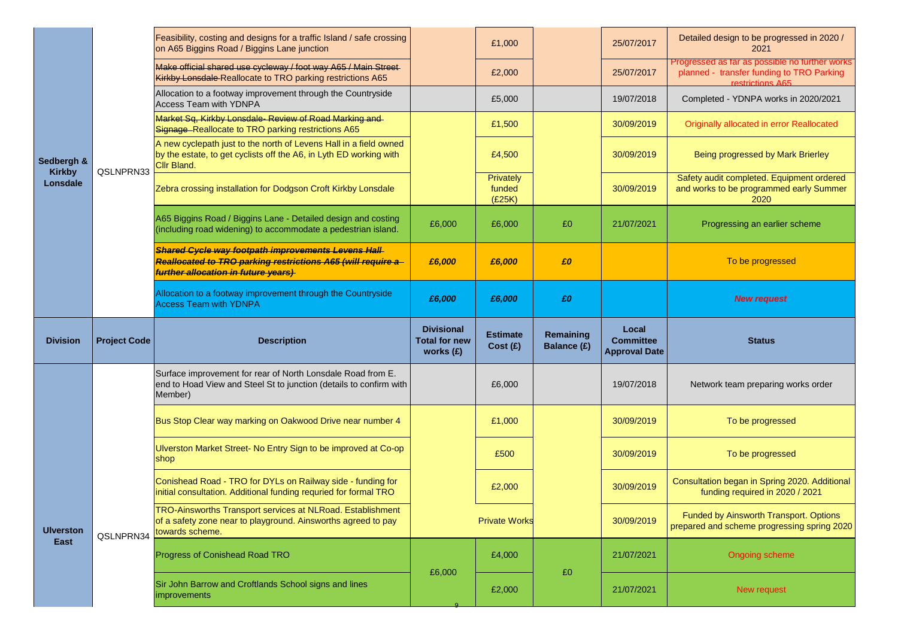| Division | Project Code | Description | Divisional Total for new works (£) | Estimate Cost (£) | Remaining Balance (£) | Local Committee Approval Date | Status |
|---|---|---|---|---|---|---|---|
| Sedbergh & Kirkby Lonsdale | QSLNPRN33 | Feasibility, costing and designs for a traffic Island / safe crossing on A65 Biggins Road / Biggins Lane junction | | £1,000 | | 25/07/2017 | Detailed design to be progressed in 2020 / 2021 |
| | | ~~Make official shared use cycleway / foot way A65 / Main Street Kirkby Lonsdale~~ Reallocate to TRO parking restrictions A65 | | £2,000 | | 25/07/2017 | Progressed as far as possible no further works planned - transfer funding to TRO Parking restrictions A65 |
| | | Allocation to a footway improvement through the Countryside Access Team with YDNPA | | £5,000 | | 19/07/2018 | Completed - YDNPA works in 2020/2021 |
| | | ~~Market Sq, Kirkby Lonsdale- Review of Road Marking and Signage~~ Reallocate to TRO parking restrictions A65 | | £1,500 | | 30/09/2019 | Originally allocated in error Reallocated |
| | | A new cyclepath just to the north of Levens Hall in a field owned by the estate, to get cyclists off the A6, in Lyth ED working with Cllr Bland. | | £4,500 | | 30/09/2019 | Being progressed by Mark Brierley |
| | | Zebra crossing installation for Dodgson Croft Kirkby Lonsdale | | Privately funded (£25K) | | 30/09/2019 | Safety audit completed. Equipment ordered and works to be programmed early Summer 2020 |
| | | A65 Biggins Road / Biggins Lane - Detailed design and costing (including road widening) to accommodate a pedestrian island. | £6,000 | £6,000 | £0 | 21/07/2021 | Progressing an earlier scheme |
| | | ***~~Shared Cycle way footpath improvements Levens Hall Reallocated to TRO parking restrictions A65 (will require a further allocation in future years)~~*** | *£6,000* | *£6,000* | *£0* | | To be progressed |
| | | Allocation to a footway improvement through the Countryside Access Team with YDNPA | *£6,000* | *£6,000* | *£0* | | ***New request*** |
| **Division** | **Project Code** | **Description** | **Divisional Total for new works (£)** | **Estimate Cost (£)** | **Remaining Balance (£)** | **Local Committee Approval Date** | **Status** |
| Ulverston East | QSLNPRN34 | Surface improvement for rear of North Lonsdale Road from E. end to Hoad View and Steel St to junction (details to confirm with Member) | | £6,000 | | 19/07/2018 | Network team preparing works order |
| | | Bus Stop Clear way marking on Oakwood Drive near number 4 | | £1,000 | | 30/09/2019 | To be progressed |
| | | Ulverston Market Street- No Entry Sign to be improved at Co-op shop | | £500 | | 30/09/2019 | To be progressed |
| | | Conishead Road - TRO for DYLs on Railway side - funding for initial consultation. Additional funding requried for formal TRO | | £2,000 | | 30/09/2019 | Consultation began in Spring 2020. Additional funding required in 2020 / 2021 |
| | | TRO-Ainsworths Transport services at NLRoad. Establishment of a safety zone near to playground. Ainsworths agreed to pay towards scheme. | | Private Works | | 30/09/2019 | Funded by Ainsworth Transport. Options prepared and scheme progressing spring 2020 |
| | | Progress of Conishead Road TRO | £6,000 | £4,000 | £0 | 21/07/2021 | Ongoing scheme |
| | | Sir John Barrow and Croftlands School signs and lines improvements | | £2,000 | | 21/07/2021 | New request |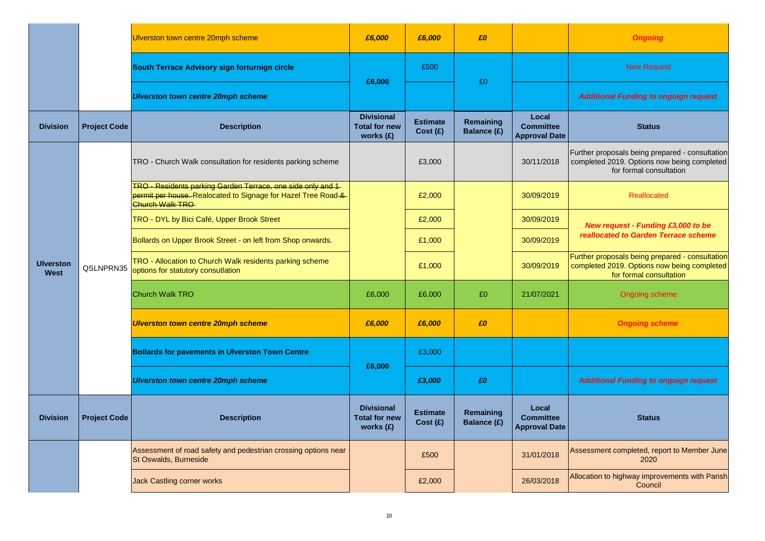| | | | | | | | |
|---|---|---|---|---|---|---|---|
| | | Ulverston town centre 20mph scheme | ***£6,000*** | ***£6,000*** | ***£0*** | | ***Ongoing*** |
| | | **South Terrace Advisory sign forturnign circle** | **£6,000** | £500 | £0 | | New Request |
| | | ***Ulverston town centre 20mph scheme*** | | | | | ***Additional Funding to ongoign request*** |

| Division | Project Code | Description | Divisional Total for new works (£) | Estimate Cost (£) | Remaining Balance (£) | Local Committee Approval Date | Status |
|---|---|---|---|---|---|---|---|
| Ulverston West | QSLNPRN35 | TRO - Church Walk consultation for residents parking scheme | | £3,000 | | 30/11/2018 | Further proposals being prepared - consultation completed 2019. Options now being completed for formal consultation |
| | | ~~TRO - Residents parking Garden Terrace, one side only and 1 permit per house.~~ Realocated to Signage for Hazel Tree Road ~~& Church Walk TRO~~ | | £2,000 | | 30/09/2019 | Reallocated |
| | | TRO - DYL by Bici Café, Upper Brook Street | | £2,000 | | 30/09/2019 | ***New request - Funding £3,000 to be reallocated to Garden Terrace scheme*** |
| | | Bollards on Upper Brook Street - on left from Shop onwards. | | £1,000 | | 30/09/2019 | |
| | | TRO - Allocation to Church Walk residents parking scheme options for statutory consutlation | | £1,000 | | 30/09/2019 | Further proposals being prepared - consultation completed 2019. Options now being completed for formal consultation |
| | | Church Walk TRO | £6,000 | £6,000 | £0 | 21/07/2021 | Ongoing scheme |
| | | ***Ulverston town centre 20mph scheme*** | ***£6,000*** | ***£6,000*** | ***£0*** | | ***Ongoing scheme*** |
| | | **Bollards for pavements in Ulverston Town Centre** | **£6,000** | £3,000 | | | |
| | | ***Ulverston town centre 20mph scheme*** | | ***£3,000*** | ***£0*** | | ***Additional Funding to ongoign request*** |

| Division | Project Code | Description | Divisional Total for new works (£) | Estimate Cost (£) | Remaining Balance (£) | Local Committee Approval Date | Status |
|---|---|---|---|---|---|---|---|
| | | Assessment of road safety and pedestrian crossing options near St Oswalds, Burneside | | £500 | | 31/01/2018 | Assessment completed, report to Member June 2020 |
| | | Jack Castling corner works | | £2,000 | | 26/03/2018 | Allocation to highway improvements with Parish Council |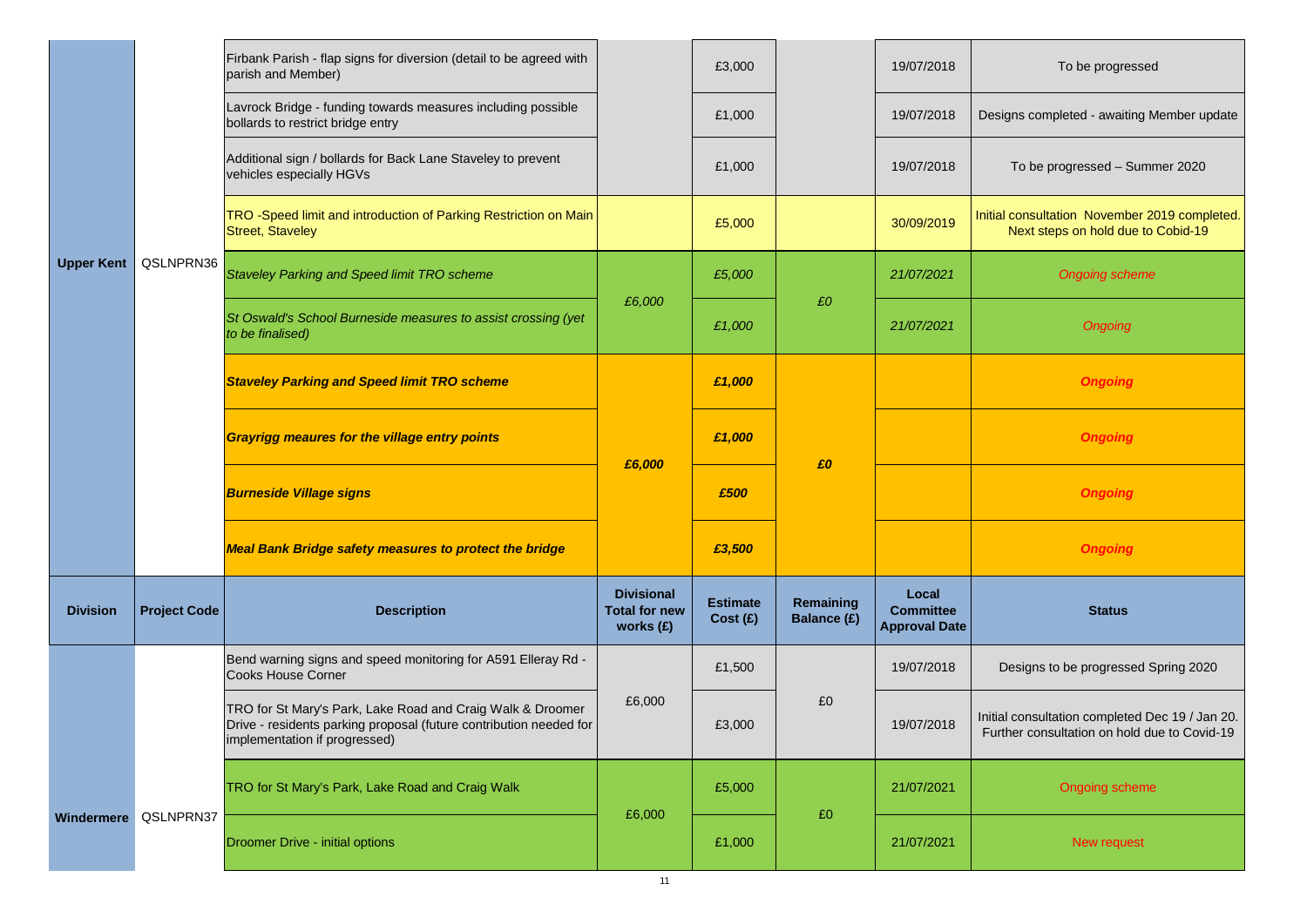| Division | Project Code | Description | Divisional Total for new works (£) | Estimate Cost (£) | Remaining Balance (£) | Local Committee Approval Date | Status |
|---|---|---|---|---|---|---|---|
| Upper Kent | QSLNPRN36 | Firbank Parish - flap signs for diversion (detail to be agreed with parish and Member) | | £3,000 | | 19/07/2018 | To be progressed |
| | | Lavrock Bridge - funding towards measures including possible bollards to restrict bridge entry | | £1,000 | | 19/07/2018 | Designs completed - awaiting Member update |
| | | Additional sign / bollards for Back Lane Staveley to prevent vehicles especially HGVs | | £1,000 | | 19/07/2018 | To be progressed – Summer 2020 |
| | | TRO -Speed limit and introduction of Parking Restriction on Main Street, Staveley | | £5,000 | | 30/09/2019 | Initial consultation November 2019 completed. Next steps on hold due to Cobid-19 |
| | | *Staveley Parking and Speed limit TRO scheme* | *£6,000* | *£5,000* | *£0* | *21/07/2021* | *Ongoing scheme* |
| | | *St Oswald's School Burneside measures to assist crossing (yet to be finalised)* | | *£1,000* | | *21/07/2021* | *Ongoing* |
| | | ***Staveley Parking and Speed limit TRO scheme*** | ***£6,000*** | ***£1,000*** | ***£0*** | | ***Ongoing*** |
| | | ***Grayrigg meaures for the village entry points*** | | ***£1,000*** | | | ***Ongoing*** |
| | | ***Burneside Village signs*** | | ***£500*** | | | ***Ongoing*** |
| | | ***Meal Bank Bridge safety measures to protect the bridge*** | | ***£3,500*** | | | ***Ongoing*** |

| Division | Project Code | Description | Divisional Total for new works (£) | Estimate Cost (£) | Remaining Balance (£) | Local Committee Approval Date | Status |
|---|---|---|---|---|---|---|---|
| Windermere | QSLNPRN37 | Bend warning signs and speed monitoring for A591 Elleray Rd - Cooks House Corner | £6,000 | £1,500 | £0 | 19/07/2018 | Designs to be progressed Spring 2020 |
| | | TRO for St Mary's Park, Lake Road and Craig Walk & Droomer Drive - residents parking proposal (future contribution needed for implementation if progressed) | | £3,000 | | 19/07/2018 | Initial consultation completed Dec 19 / Jan 20. Further consultation on hold due to Covid-19 |
| | | TRO for St Mary's Park, Lake Road and Craig Walk | £6,000 | £5,000 | £0 | 21/07/2021 | Ongoing scheme |
| | | Droomer Drive - initial options | | £1,000 | | 21/07/2021 | New request |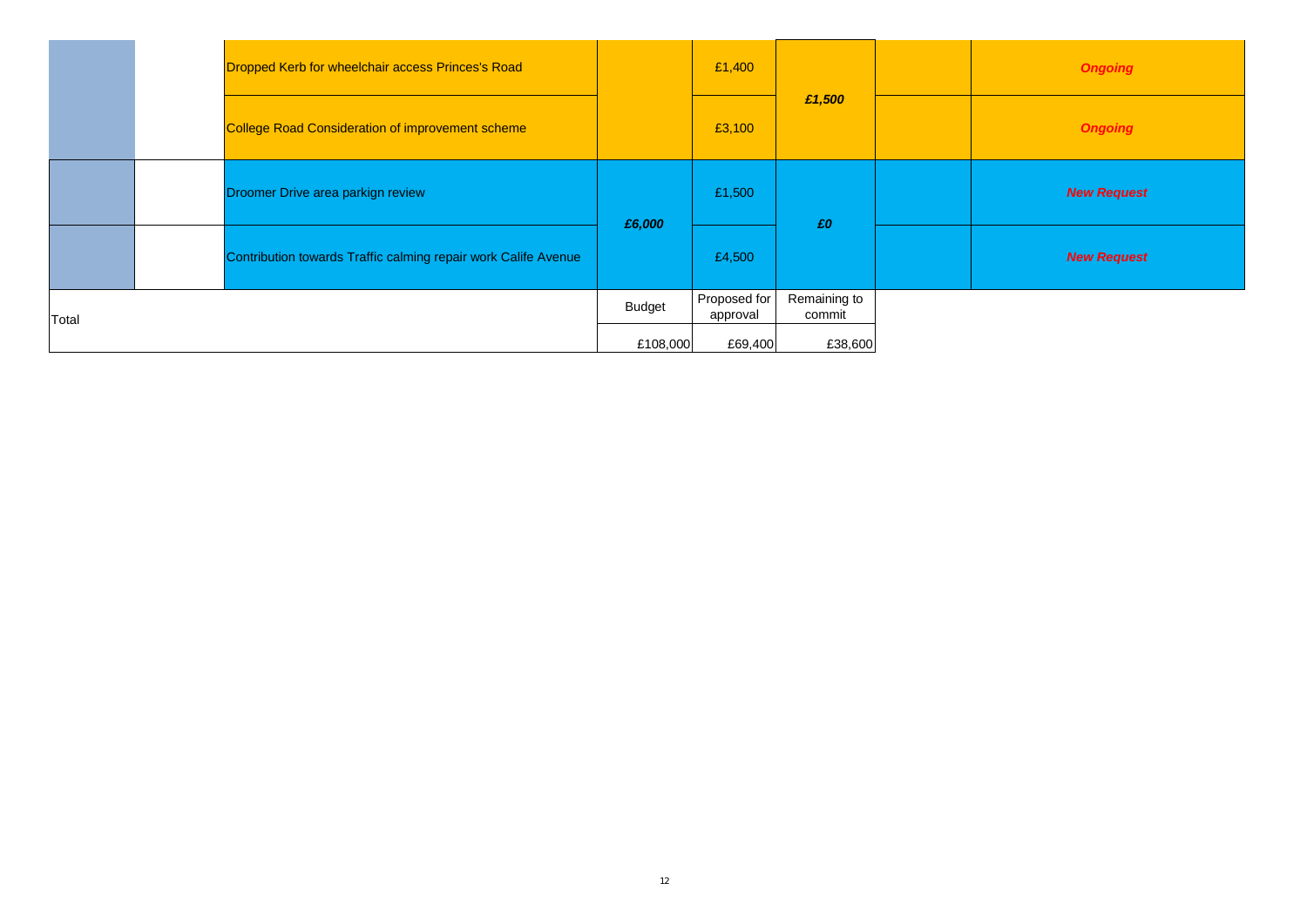| | | | | | | | |
|---|---|---|---|---|---|---|---|
| | | Dropped Kerb for wheelchair access Princes's Road | | £1,400 | ***£1,500*** | | ***Ongoing*** |
| | | College Road Consideration of improvement scheme | | £3,100 | | | ***Ongoing*** |
| | | Droomer Drive area parkign review | ***£6,000*** | £1,500 | ***£0*** | | ***New Request*** |
| | | Contribution towards Traffic calming repair work Calife Avenue | | £4,500 | | | ***New Request*** |
| Total | | | Budget | Proposed for approval | Remaining to commit | | |
| | | | £108,000 | £69,400 | £38,600 | | |